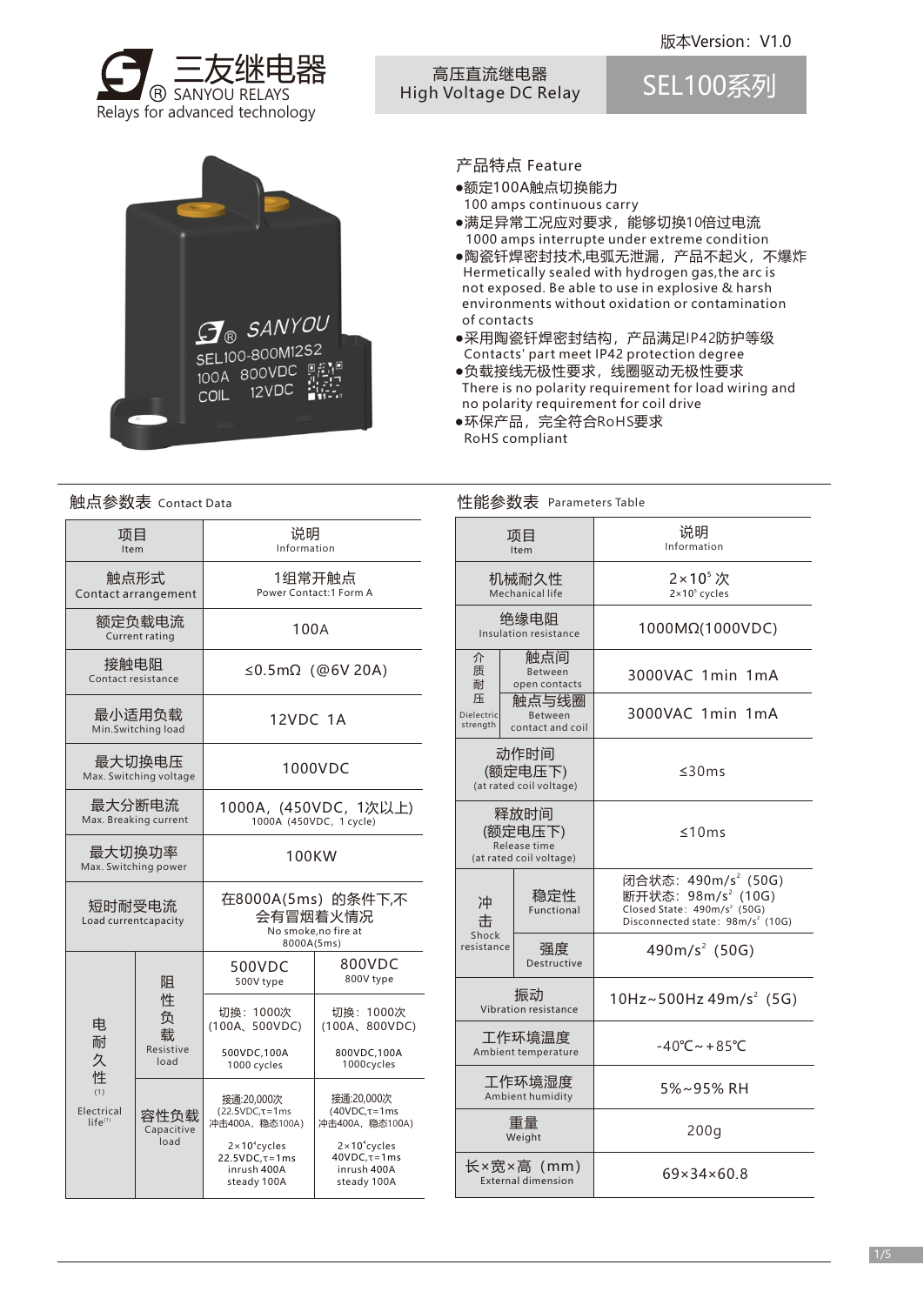三友继电器
® SANYOU RELAYS
Relays for advanced technology

版本Version：V1.0

高压直流继电器
High Voltage DC Relay

# SEL100系列

## 产品特点 Feature

- 额定100A触点切换能力
  100 amps continuous carry
- 满足异常工况应对要求，能够切换10倍过电流
  1000 amps interrupte under extreme condition
- 陶瓷钎焊密封技术,电弧无泄漏，产品不起火，不爆炸
  Hermetically sealed with hydrogen gas,the arc is not exposed. Be able to use in explosive & harsh environments without oxidation or contamination of contacts
- 采用陶瓷钎焊密封结构，产品满足IP42防护等级
  Contacts' part meet IP42 protection degree
- 负载接线无极性要求，线圈驱动无极性要求
  There is no polarity requirement for load wiring and no polarity requirement for coil drive
- 环保产品，完全符合RoHS要求
  RoHS compliant

## 触点参数表 Contact Data

| 项目 Item | | 说明 Information | |
|---|---|---|---|
| 触点形式 Contact arrangement | | 1组常开触点 Power Contact:1 Form A | |
| 额定负载电流 Current rating | | 100A | |
| 接触电阻 Contact resistance | | ≤0.5mΩ（@6V 20A) | |
| 最小适用负载 Min.Switching load | | 12VDC 1A | |
| 最大切换电压 Max. Switching voltage | | 1000VDC | |
| 最大分断电流 Max. Breaking current | | 1000A，(450VDC，1次以上) 1000A（450VDC，1 cycle) | |
| 最大切换功率 Max. Switching power | | 100KW | |
| 短时耐受电流 Load currentcapacity | | 在8000A(5ms) 的条件下,不会有冒烟着火情况 No smoke,no fire at 8000A(5ms) | |
| 电耐久性(1) Electrical life(1) | 阻性负载 Resistive load | 500VDC 500V type | 800VDC 800V type |
| | | 切换：1000次(100A、500VDC) 500VDC,100A 1000 cycles | 切换：1000次(100A、800VDC) 800VDC,100A 1000cycles |
| | 容性负载 Capacitive load | 接通:20,000次(22.5VDC,τ=1ms 冲击400A，稳态100A) $2\times10^4$cycles 22.5VDC,τ=1ms inrush 400A steady 100A | 接通:20,000次(40VDC,τ=1ms 冲击400A，稳态100A) $2\times10^4$cycles 40VDC,τ=1ms inrush 400A steady 100A |

## 性能参数表 Parameters Table

| 项目 Item | | 说明 Information |
|---|---|---|
| 机械耐久性 Mechanical life | | $2\times10^5$ 次 $2\times10^5$ cycles |
| 绝缘电阻 Insulation resistance | | 1000MΩ(1000VDC) |
| 介质耐压 Dielectric strength | 触点间 Between open contacts | 3000VAC 1min 1mA |
| | 触点与线圈 Between contact and coil | 3000VAC 1min 1mA |
| 动作时间(额定电压下) (at rated coil voltage) | | ≤30ms |
| 释放时间(额定电压下) Release time (at rated coil voltage) | | ≤10ms |
| 冲击 Shock resistance | 稳定性 Functional | 闭合状态：490m/s²（50G）断开状态：98m/s²（10G） Closed State：490m/s²（50G） Disconnected state：98m/s²（10G） |
| | 强度 Destructive | 490m/s²（50G） |
| 振动 Vibration resistance | | 10Hz~500Hz 49m/s²（5G） |
| 工作环境温度 Ambient temperature | | -40℃~+85℃ |
| 工作环境湿度 Ambient humidity | | 5%~95% RH |
| 重量 Weight | | 200g |
| 长×宽×高（mm) External dimension | | 69×34×60.8 |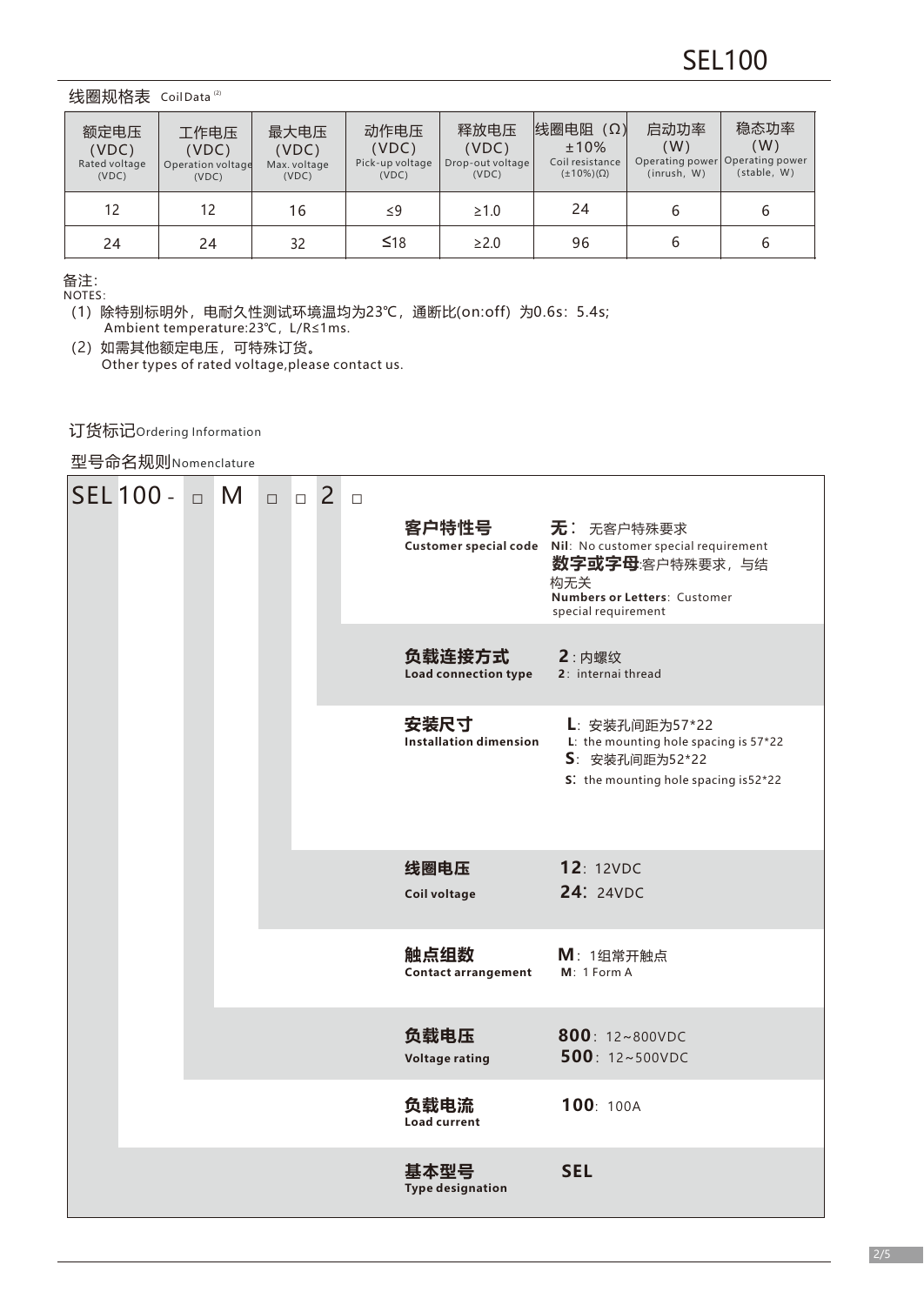## 线圈规格表 Coil Data [2]

| 额定电压 (VDC) Rated voltage (VDC) | 工作电压 (VDC) Operation voltage (VDC) | 最大电压 (VDC) Max. voltage (VDC) | 动作电压 (VDC) Pick-up voltage (VDC) | 释放电压 (VDC) Drop-out voltage (VDC) | 线圈电阻（Ω) ±10% Coil resistance (±10%)(Ω) | 启动功率 (W) Operating power (inrush, W) | 稳态功率 (W) Operating power (stable, W) |
|---|---|---|---|---|---|---|---|
| 12 | 12 | 16 | ≤9 | ≥1.0 | 24 | 6 | 6 |
| 24 | 24 | 32 | ≤18 | ≥2.0 | 96 | 6 | 6 |

备注:
NOTES:

(1) 除特别标明外，电耐久性测试环境温均为23℃，通断比(on:off) 为0.6s: 5.4s;
Ambient temperature:23℃, L/R≤1ms.

(2) 如需其他额定电压，可特殊订货。
Other types of rated voltage,please contact us.

## 订货标记 Ordering Information

### 型号命名规则 Nomenclature

SEL 100 - □ M □ □ 2 □

| | | |
|---|---|---|
| **客户特性号** **Customer special code** | **无**: 无客户特殊要求 **Nil**: No customer special requirement **数字或字母**:客户特殊要求，与结构无关 **Numbers or Letters**: Customer special requirement | |
| **负载连接方式** **Load connection type** | **2**: 内螺纹 **2**: internai thread | |
| **安装尺寸** **Installation dimension** | **L**: 安装孔间距为57*22 **L**: the mounting hole spacing is 57*22 **S**: 安装孔间距为52*22 **S**: the mounting hole spacing is52*22 | |
| **线圈电压** **Coil voltage** | **12**: 12VDC **24**: 24VDC | |
| **触点组数** **Contact arrangement** | **M**: 1组常开触点 **M**: 1 Form A | |
| **负载电压** **Voltage rating** | **800**: 12~800VDC **500**: 12~500VDC | |
| **负载电流** **Load current** | **100**: 100A | |
| **基本型号** **Type designation** | **SEL** | |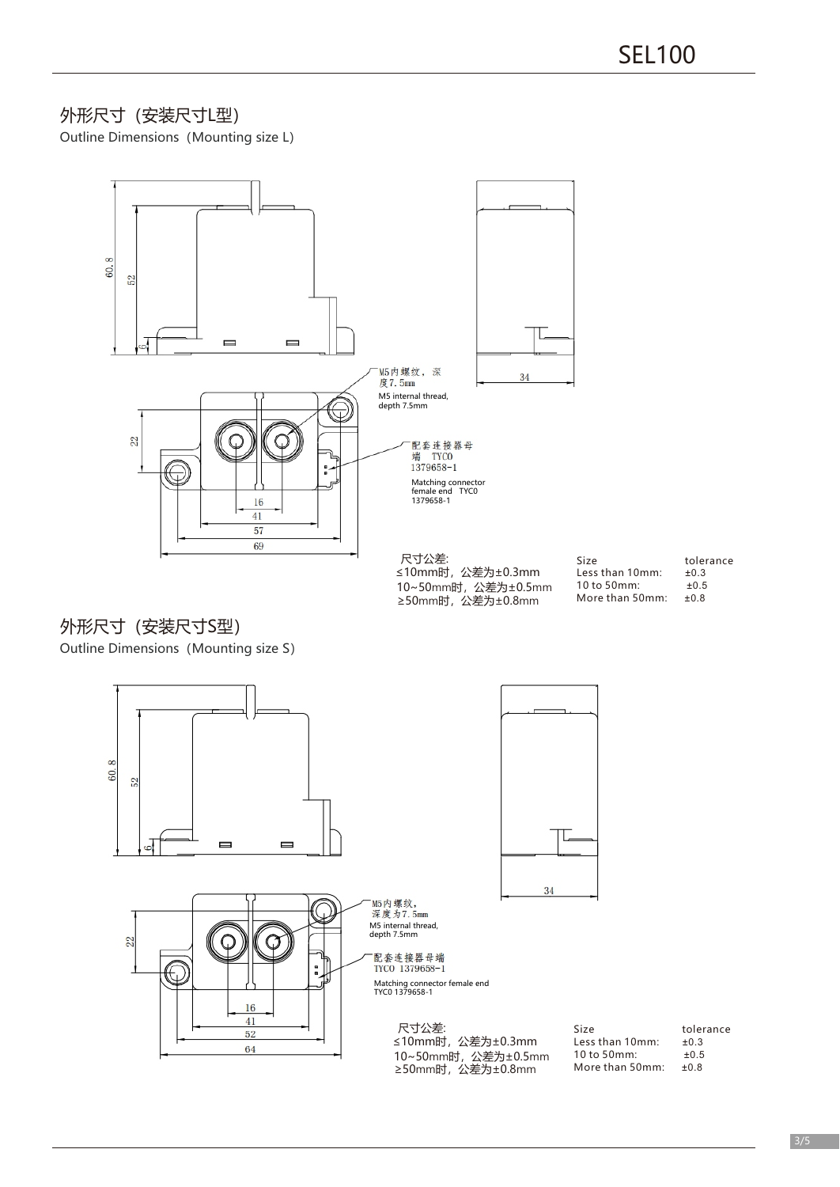## 外形尺寸（安装尺寸L型）

Outline Dimensions（Mounting size L）

60.8
52
6
34

M5内螺纹，深度7.5mm
M5 internal thread, depth 7.5mm

22

配套连接器母端 TYCO 1379658-1
Matching connector female end TYC0 1379658-1

16
41
57
69

尺寸公差:
≤10mm时，公差为±0.3mm
10~50mm时，公差为±0.5mm
≥50mm时，公差为±0.8mm

| Size | tolerance |
|---|---|
| Less than 10mm: | ±0.3 |
| 10 to 50mm: | ±0.5 |
| More than 50mm: | ±0.8 |

## 外形尺寸（安装尺寸S型）

Outline Dimensions（Mounting size S）

60.8
52
6
34

M5内螺纹，深度为7.5mm
M5 internal thread, depth 7.5mm

22

配套连接器母端 TYCO 1379658-1
Matching connector female end TYC0 1379658-1

16
41
52
64

尺寸公差:
≤10mm时，公差为±0.3mm
10~50mm时，公差为±0.5mm
≥50mm时，公差为±0.8mm

| Size | tolerance |
|---|---|
| Less than 10mm: | ±0.3 |
| 10 to 50mm: | ±0.5 |
| More than 50mm: | ±0.8 |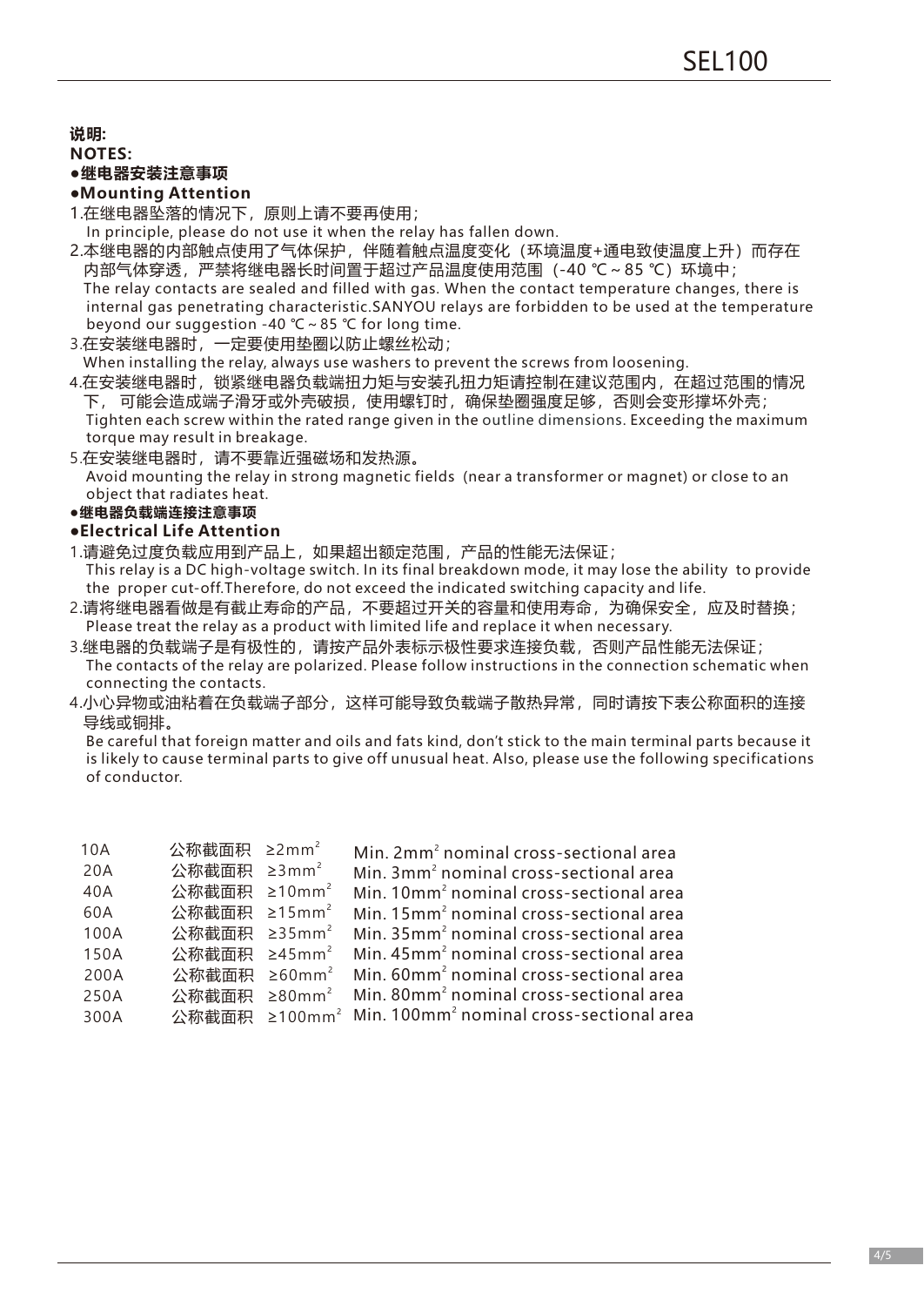**说明:**

**NOTES:**

**●继电器安装注意事项**

**●Mounting Attention**

1.在继电器坠落的情况下，原则上请不要再使用；
In principle, please do not use it when the relay has fallen down.

2.本继电器的内部触点使用了气体保护，伴随着触点温度变化（环境温度+通电致使温度上升）而存在内部气体穿透，严禁将继电器长时间置于超过产品温度使用范围（-40 ℃～85 ℃）环境中；
The relay contacts are sealed and filled with gas. When the contact temperature changes, there is internal gas penetrating characteristic.SANYOU relays are forbidden to be used at the temperature beyond our suggestion -40 ℃～85 ℃ for long time.

3.在安装继电器时，一定要使用垫圈以防止螺丝松动；
When installing the relay, always use washers to prevent the screws from loosening.

4.在安装继电器时，锁紧继电器负载端扭力矩与安装孔扭力矩请控制在建议范围内，在超过范围的情况下， 可能会造成端子滑牙或外壳破损，使用螺钉时，确保垫圈强度足够，否则会变形撑坏外壳；
Tighten each screw within the rated range given in the outline dimensions. Exceeding the maximum torque may result in breakage.

5.在安装继电器时，请不要靠近强磁场和发热源。
Avoid mounting the relay in strong magnetic fields (near a transformer or magnet) or close to an object that radiates heat.

**●继电器负载端连接注意事项**

**●Electrical Life Attention**

1.请避免过度负载应用到产品上，如果超出额定范围，产品的性能无法保证；
This relay is a DC high-voltage switch. In its final breakdown mode, it may lose the ability to provide the proper cut-off.Therefore, do not exceed the indicated switching capacity and life.

2.请将继电器看做是有截止寿命的产品，不要超过开关的容量和使用寿命，为确保安全，应及时替换；
Please treat the relay as a product with limited life and replace it when necessary.

3.继电器的负载端子是有极性的，请按产品外表标示极性要求连接负载，否则产品性能无法保证；
The contacts of the relay are polarized. Please follow instructions in the connection schematic when connecting the contacts.

4.小心异物或油粘着在负载端子部分，这样可能导致负载端子散热异常，同时请按下表公称面积的连接导线或铜排。
Be careful that foreign matter and oils and fats kind, don't stick to the main terminal parts because it is likely to cause terminal parts to give off unusual heat. Also, please use the following specifications of conductor.

| | | |
|---|---|---|
| 10A | 公称截面积 ≥2mm² | Min. 2mm² nominal cross-sectional area |
| 20A | 公称截面积 ≥3mm² | Min. 3mm² nominal cross-sectional area |
| 40A | 公称截面积 ≥10mm² | Min. 10mm² nominal cross-sectional area |
| 60A | 公称截面积 ≥15mm² | Min. 15mm² nominal cross-sectional area |
| 100A | 公称截面积 ≥35mm² | Min. 35mm² nominal cross-sectional area |
| 150A | 公称截面积 ≥45mm² | Min. 45mm² nominal cross-sectional area |
| 200A | 公称截面积 ≥60mm² | Min. 60mm² nominal cross-sectional area |
| 250A | 公称截面积 ≥80mm² | Min. 80mm² nominal cross-sectional area |
| 300A | 公称截面积 ≥100mm² | Min. 100mm² nominal cross-sectional area |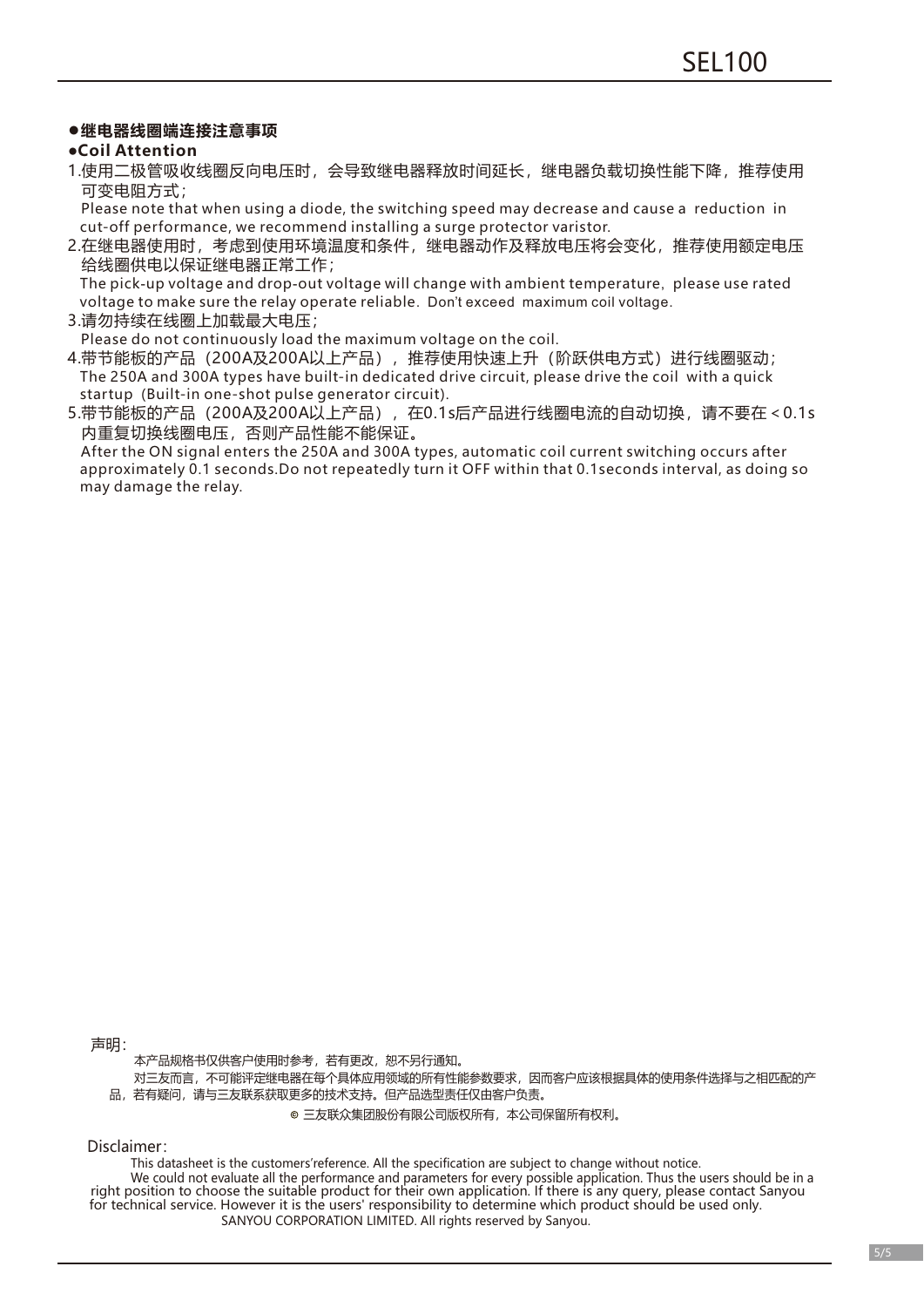**●继电器线圈端连接注意事项**

**●Coil Attention**

1.使用二极管吸收线圈反向电压时，会导致继电器释放时间延长，继电器负载切换性能下降，推荐使用可变电阻方式；
Please note that when using a diode, the switching speed may decrease and cause a reduction in cut-off performance, we recommend installing a surge protector varistor.

2.在继电器使用时，考虑到使用环境温度和条件，继电器动作及释放电压将会变化，推荐使用额定电压给线圈供电以保证继电器正常工作；
The pick-up voltage and drop-out voltage will change with ambient temperature, please use rated voltage to make sure the relay operate reliable. Don't exceed maximum coil voltage.

3.请勿持续在线圈上加载最大电压；
Please do not continuously load the maximum voltage on the coil.

4.带节能板的产品（200A及200A以上产品），推荐使用快速上升（阶跃供电方式）进行线圈驱动；
The 250A and 300A types have built-in dedicated drive circuit, please drive the coil with a quick startup (Built-in one-shot pulse generator circuit).

5.带节能板的产品（200A及200A以上产品），在0.1s后产品进行线圈电流的自动切换，请不要在＜0.1s内重复切换线圈电压，否则产品性能不能保证。
After the ON signal enters the 250A and 300A types, automatic coil current switching occurs after approximately 0.1 seconds.Do not repeatedly turn it OFF within that 0.1seconds interval, as doing so may damage the relay.

声明：

本产品规格书仅供客户使用时参考，若有更改，恕不另行通知。

对三友而言，不可能评定继电器在每个具体应用领域的所有性能参数要求，因而客户应该根据具体的使用条件选择与之相匹配的产品，若有疑问，请与三友联系获取更多的技术支持。但产品选型责任仅由客户负责。

© 三友联众集团股份有限公司版权所有，本公司保留所有权利。

Disclaimer:

This datasheet is the customers'reference. All the specification are subject to change without notice.

We could not evaluate all the performance and parameters for every possible application. Thus the users should be in a right position to choose the suitable product for their own application. If there is any query, please contact Sanyou for technical service. However it is the users' responsibility to determine which product should be used only.

SANYOU CORPORATION LIMITED. All rights reserved by Sanyou.